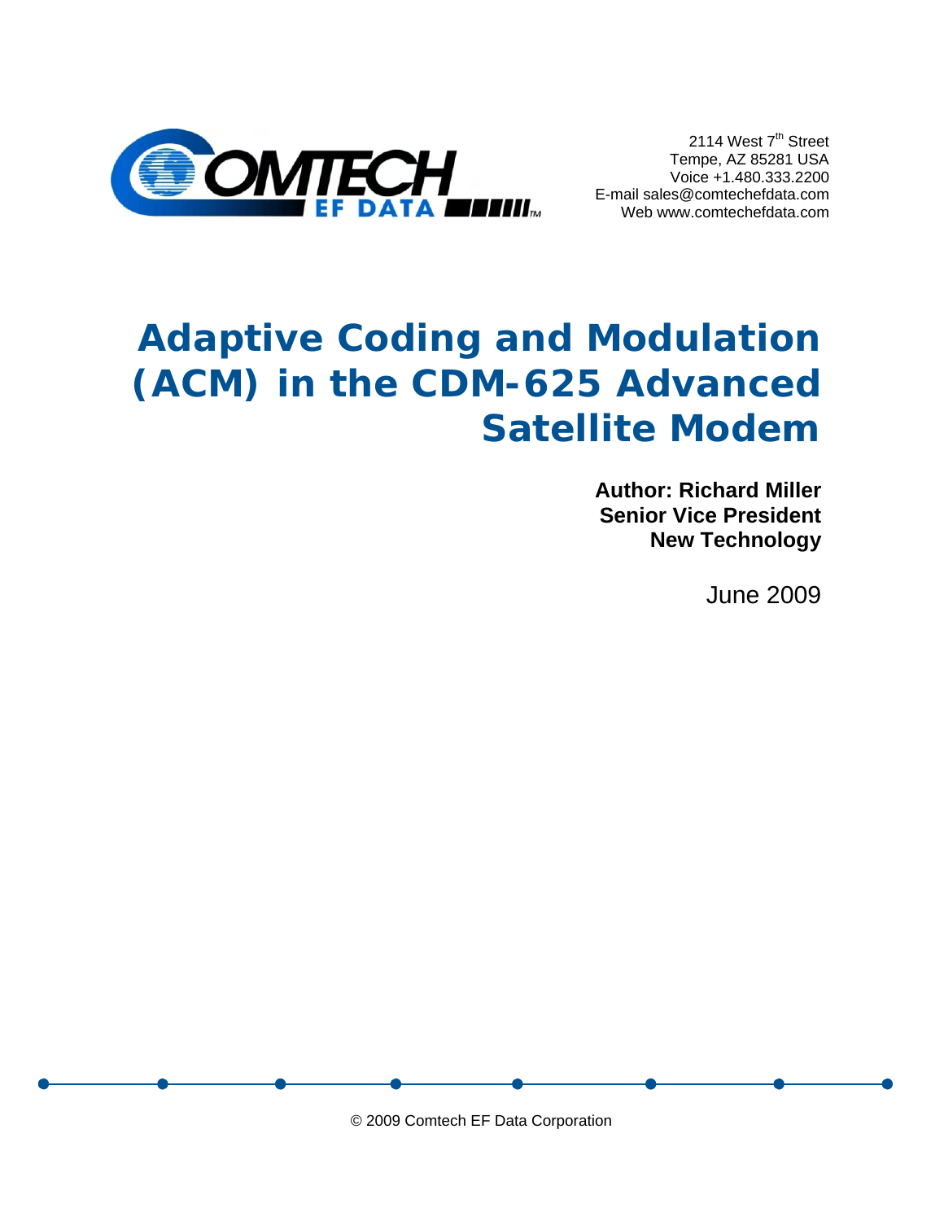2114 West 7th Street
Tempe, AZ 85281 USA
Voice +1.480.333.2200
E-mail sales@comtechefdata.com
Web www.comtechefdata.com

# Adaptive Coding and Modulation (ACM) in the CDM-625 Advanced Satellite Modem

**Author: Richard Miller**
**Senior Vice President**
**New Technology**

June 2009

© 2009 Comtech EF Data Corporation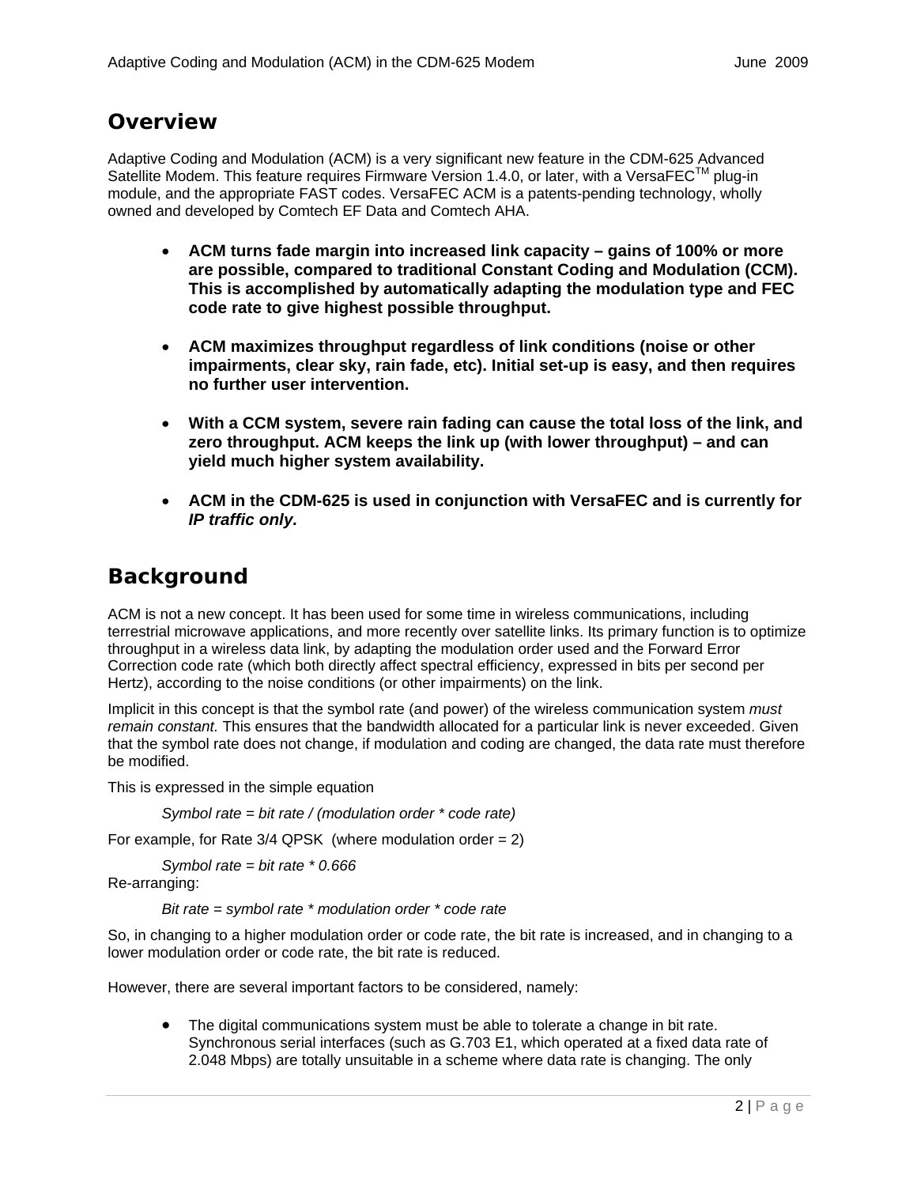## Overview

Adaptive Coding and Modulation (ACM) is a very significant new feature in the CDM-625 Advanced Satellite Modem. This feature requires Firmware Version 1.4.0, or later, with a VersaFEC™ plug-in module, and the appropriate FAST codes. VersaFEC ACM is a patents-pending technology, wholly owned and developed by Comtech EF Data and Comtech AHA.

- **ACM turns fade margin into increased link capacity – gains of 100% or more are possible, compared to traditional Constant Coding and Modulation (CCM). This is accomplished by automatically adapting the modulation type and FEC code rate to give highest possible throughput.**

- **ACM maximizes throughput regardless of link conditions (noise or other impairments, clear sky, rain fade, etc). Initial set-up is easy, and then requires no further user intervention.**

- **With a CCM system, severe rain fading can cause the total loss of the link, and zero throughput. ACM keeps the link up (with lower throughput) – and can yield much higher system availability.**

- **ACM in the CDM-625 is used in conjunction with VersaFEC and is currently for *IP traffic only.***

## Background

ACM is not a new concept. It has been used for some time in wireless communications, including terrestrial microwave applications, and more recently over satellite links. Its primary function is to optimize throughput in a wireless data link, by adapting the modulation order used and the Forward Error Correction code rate (which both directly affect spectral efficiency, expressed in bits per second per Hertz), according to the noise conditions (or other impairments) on the link.

Implicit in this concept is that the symbol rate (and power) of the wireless communication system *must remain constant.* This ensures that the bandwidth allocated for a particular link is never exceeded. Given that the symbol rate does not change, if modulation and coding are changed, the data rate must therefore be modified.

This is expressed in the simple equation

*Symbol rate = bit rate / (modulation order * code rate)*

For example, for Rate 3/4 QPSK (where modulation order = 2)

*Symbol rate = bit rate * 0.666*

Re-arranging:

*Bit rate = symbol rate * modulation order * code rate*

So, in changing to a higher modulation order or code rate, the bit rate is increased, and in changing to a lower modulation order or code rate, the bit rate is reduced.

However, there are several important factors to be considered, namely:

- The digital communications system must be able to tolerate a change in bit rate. Synchronous serial interfaces (such as G.703 E1, which operated at a fixed data rate of 2.048 Mbps) are totally unsuitable in a scheme where data rate is changing. The only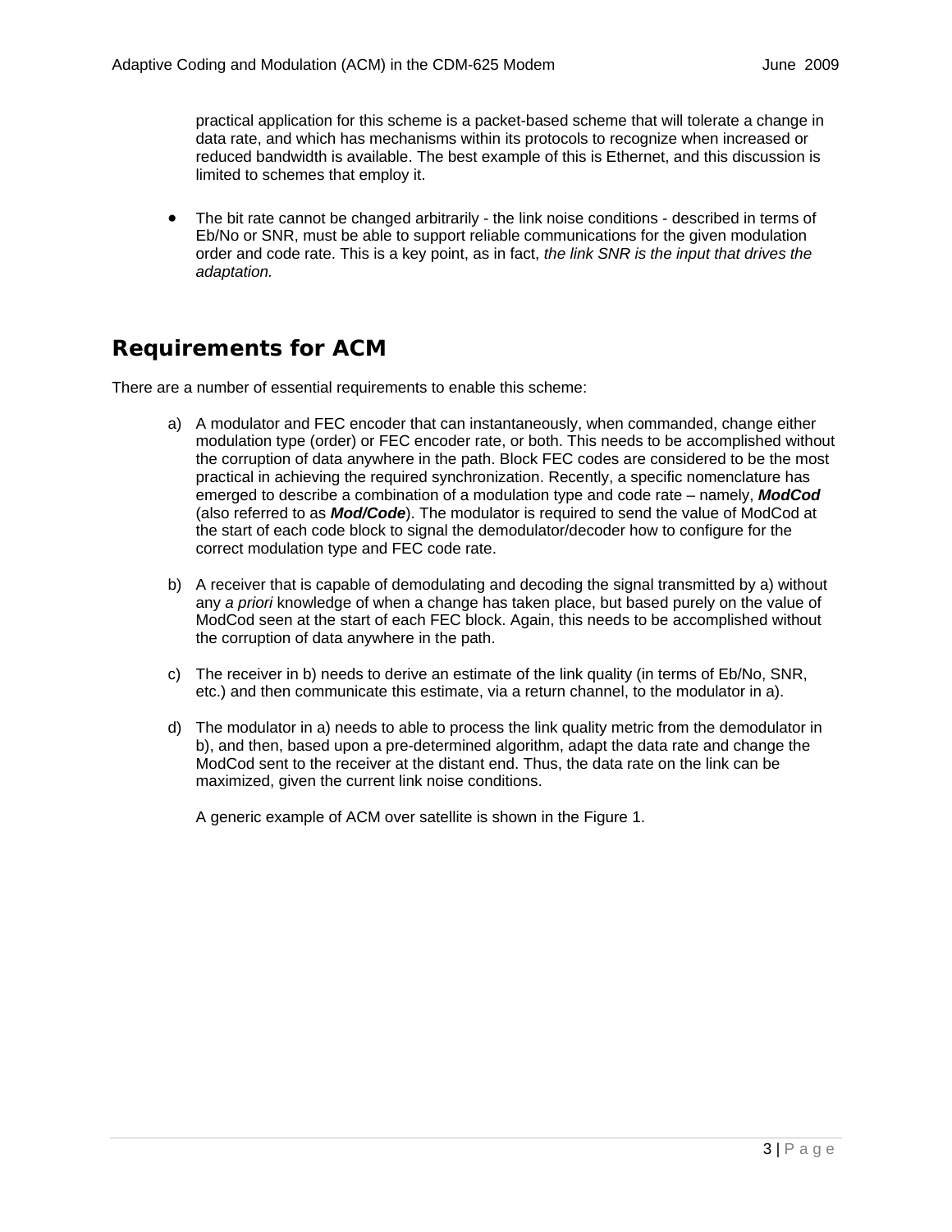practical application for this scheme is a packet-based scheme that will tolerate a change in data rate, and which has mechanisms within its protocols to recognize when increased or reduced bandwidth is available. The best example of this is Ethernet, and this discussion is limited to schemes that employ it.

- The bit rate cannot be changed arbitrarily - the link noise conditions - described in terms of Eb/No or SNR, must be able to support reliable communications for the given modulation order and code rate. This is a key point, as in fact, *the link SNR is the input that drives the adaptation.*

## Requirements for ACM

There are a number of essential requirements to enable this scheme:

a) A modulator and FEC encoder that can instantaneously, when commanded, change either modulation type (order) or FEC encoder rate, or both. This needs to be accomplished without the corruption of data anywhere in the path. Block FEC codes are considered to be the most practical in achieving the required synchronization. Recently, a specific nomenclature has emerged to describe a combination of a modulation type and code rate – namely, ***ModCod*** (also referred to as ***Mod/Code***). The modulator is required to send the value of ModCod at the start of each code block to signal the demodulator/decoder how to configure for the correct modulation type and FEC code rate.

b) A receiver that is capable of demodulating and decoding the signal transmitted by a) without any *a priori* knowledge of when a change has taken place, but based purely on the value of ModCod seen at the start of each FEC block. Again, this needs to be accomplished without the corruption of data anywhere in the path.

c) The receiver in b) needs to derive an estimate of the link quality (in terms of Eb/No, SNR, etc.) and then communicate this estimate, via a return channel, to the modulator in a).

d) The modulator in a) needs to able to process the link quality metric from the demodulator in b), and then, based upon a pre-determined algorithm, adapt the data rate and change the ModCod sent to the receiver at the distant end. Thus, the data rate on the link can be maximized, given the current link noise conditions.

   A generic example of ACM over satellite is shown in the Figure 1.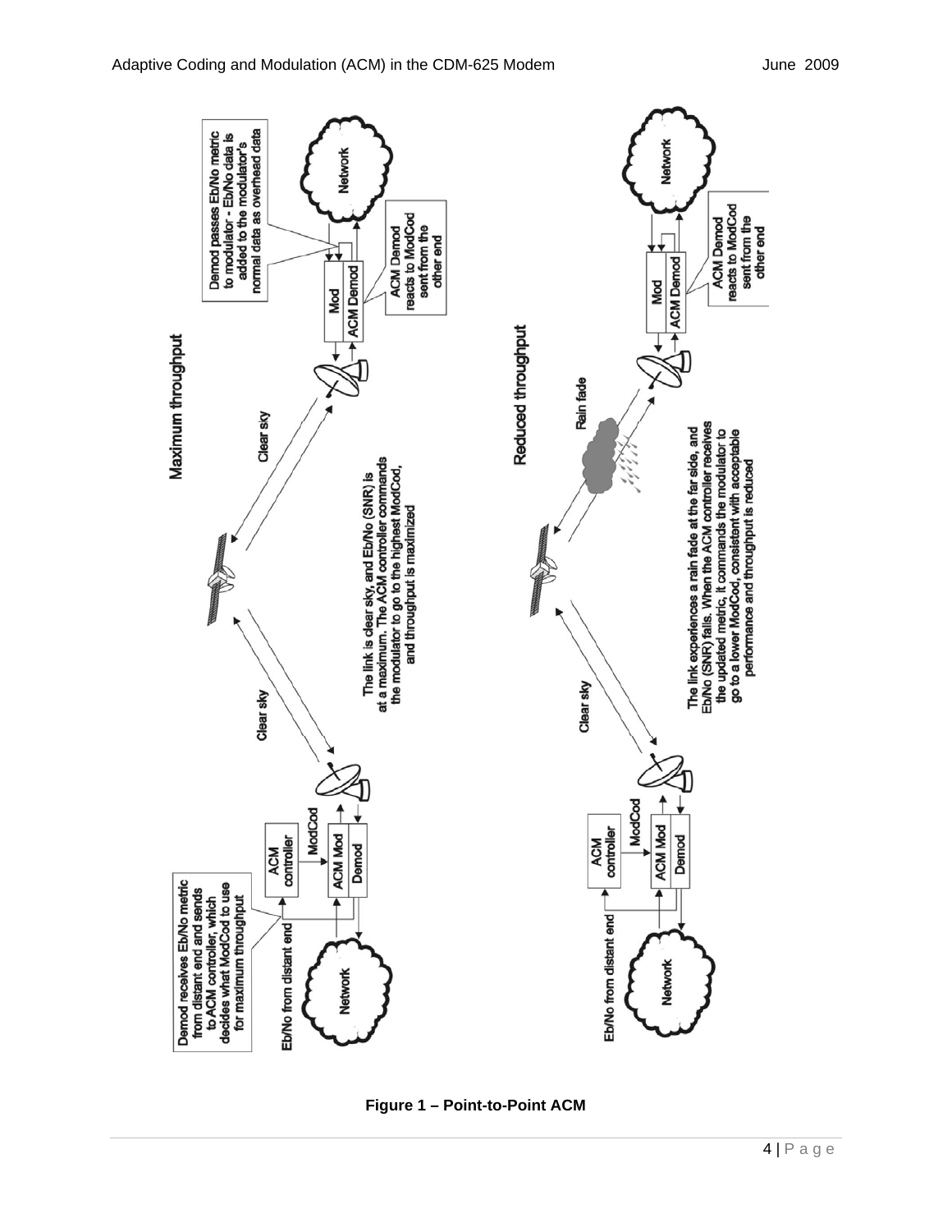**Maximum throughput**

Demod receives Eb/No metric from distant end and sends to ACM controller, which decides what ModCod to use for maximum throughput

Eb/No from distant end

Network

ACM controller

ModCod

ACM Mod

Demod

Clear sky

The link is clear sky, and Eb/No (SNR) is at a maximum. The ACM controller commands the modulator to go to the highest ModCod, and throughput is maximized

Clear sky

Mod

ACM Demod

Network

Demod passes Eb/No metric to modulator - Eb/No data is added to the modulator's normal data as overhead data

ACM Demod reacts to ModCod sent from the other end

**Reduced throughput**

Eb/No from distant end

Network

ACM controller

ModCod

ACM Mod

Demod

Clear sky

The link experiences a rain fade at the far side, and Eb/No (SNR) falls. When the ACM controller receives the updated metric, it commands the modulator to go to a lower ModCod, consistent with acceptable performance and throughput is reduced

Rain fade

Mod

ACM Demod

Network

ACM Demod reacts to ModCod sent from the other end

**Figure 1 – Point-to-Point ACM**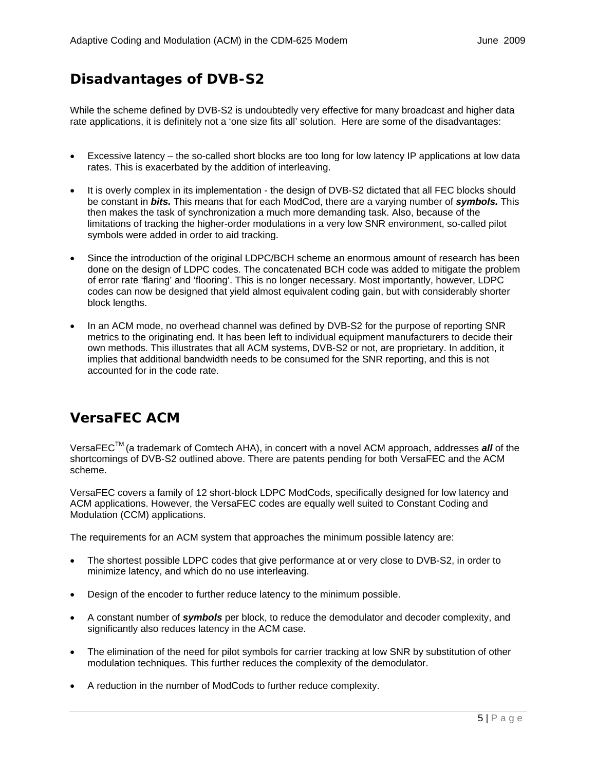## Disadvantages of DVB-S2

While the scheme defined by DVB-S2 is undoubtedly very effective for many broadcast and higher data rate applications, it is definitely not a 'one size fits all' solution. Here are some of the disadvantages:

- Excessive latency – the so-called short blocks are too long for low latency IP applications at low data rates. This is exacerbated by the addition of interleaving.
- It is overly complex in its implementation - the design of DVB-S2 dictated that all FEC blocks should be constant in ***bits.*** This means that for each ModCod, there are a varying number of ***symbols.*** This then makes the task of synchronization a much more demanding task. Also, because of the limitations of tracking the higher-order modulations in a very low SNR environment, so-called pilot symbols were added in order to aid tracking.
- Since the introduction of the original LDPC/BCH scheme an enormous amount of research has been done on the design of LDPC codes. The concatenated BCH code was added to mitigate the problem of error rate 'flaring' and 'flooring'. This is no longer necessary. Most importantly, however, LDPC codes can now be designed that yield almost equivalent coding gain, but with considerably shorter block lengths.
- In an ACM mode, no overhead channel was defined by DVB-S2 for the purpose of reporting SNR metrics to the originating end. It has been left to individual equipment manufacturers to decide their own methods. This illustrates that all ACM systems, DVB-S2 or not, are proprietary. In addition, it implies that additional bandwidth needs to be consumed for the SNR reporting, and this is not accounted for in the code rate.

## VersaFEC ACM

VersaFEC™ (a trademark of Comtech AHA), in concert with a novel ACM approach, addresses ***all*** of the shortcomings of DVB-S2 outlined above. There are patents pending for both VersaFEC and the ACM scheme.

VersaFEC covers a family of 12 short-block LDPC ModCods, specifically designed for low latency and ACM applications. However, the VersaFEC codes are equally well suited to Constant Coding and Modulation (CCM) applications.

The requirements for an ACM system that approaches the minimum possible latency are:

- The shortest possible LDPC codes that give performance at or very close to DVB-S2, in order to minimize latency, and which do no use interleaving.
- Design of the encoder to further reduce latency to the minimum possible.
- A constant number of ***symbols*** per block, to reduce the demodulator and decoder complexity, and significantly also reduces latency in the ACM case.
- The elimination of the need for pilot symbols for carrier tracking at low SNR by substitution of other modulation techniques. This further reduces the complexity of the demodulator.
- A reduction in the number of ModCods to further reduce complexity.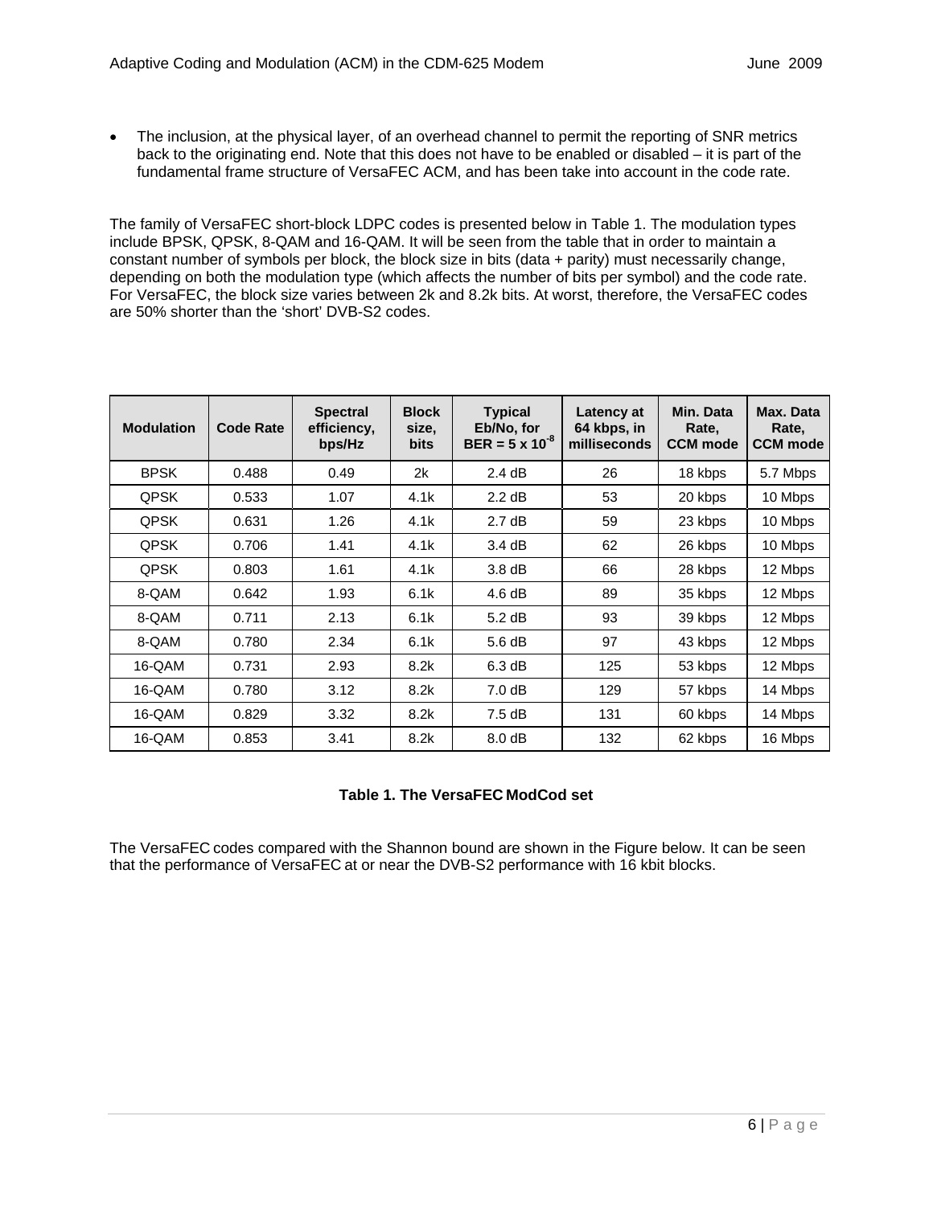- The inclusion, at the physical layer, of an overhead channel to permit the reporting of SNR metrics back to the originating end. Note that this does not have to be enabled or disabled – it is part of the fundamental frame structure of VersaFEC ACM, and has been take into account in the code rate.

The family of VersaFEC short-block LDPC codes is presented below in Table 1. The modulation types include BPSK, QPSK, 8-QAM and 16-QAM. It will be seen from the table that in order to maintain a constant number of symbols per block, the block size in bits (data + parity) must necessarily change, depending on both the modulation type (which affects the number of bits per symbol) and the code rate. For VersaFEC, the block size varies between 2k and 8.2k bits. At worst, therefore, the VersaFEC codes are 50% shorter than the 'short' DVB-S2 codes.

| Modulation | Code Rate | Spectral efficiency, bps/Hz | Block size, bits | Typical Eb/No, for BER = $5 \times 10^{-8}$ | Latency at 64 kbps, in milliseconds | Min. Data Rate, CCM mode | Max. Data Rate, CCM mode |
|---|---|---|---|---|---|---|---|
| BPSK | 0.488 | 0.49 | 2k | 2.4 dB | 26 | 18 kbps | 5.7 Mbps |
| QPSK | 0.533 | 1.07 | 4.1k | 2.2 dB | 53 | 20 kbps | 10 Mbps |
| QPSK | 0.631 | 1.26 | 4.1k | 2.7 dB | 59 | 23 kbps | 10 Mbps |
| QPSK | 0.706 | 1.41 | 4.1k | 3.4 dB | 62 | 26 kbps | 10 Mbps |
| QPSK | 0.803 | 1.61 | 4.1k | 3.8 dB | 66 | 28 kbps | 12 Mbps |
| 8-QAM | 0.642 | 1.93 | 6.1k | 4.6 dB | 89 | 35 kbps | 12 Mbps |
| 8-QAM | 0.711 | 2.13 | 6.1k | 5.2 dB | 93 | 39 kbps | 12 Mbps |
| 8-QAM | 0.780 | 2.34 | 6.1k | 5.6 dB | 97 | 43 kbps | 12 Mbps |
| 16-QAM | 0.731 | 2.93 | 8.2k | 6.3 dB | 125 | 53 kbps | 12 Mbps |
| 16-QAM | 0.780 | 3.12 | 8.2k | 7.0 dB | 129 | 57 kbps | 14 Mbps |
| 16-QAM | 0.829 | 3.32 | 8.2k | 7.5 dB | 131 | 60 kbps | 14 Mbps |
| 16-QAM | 0.853 | 3.41 | 8.2k | 8.0 dB | 132 | 62 kbps | 16 Mbps |

**Table 1. The VersaFEC ModCod set**

The VersaFEC codes compared with the Shannon bound are shown in the Figure below. It can be seen that the performance of VersaFEC at or near the DVB-S2 performance with 16 kbit blocks.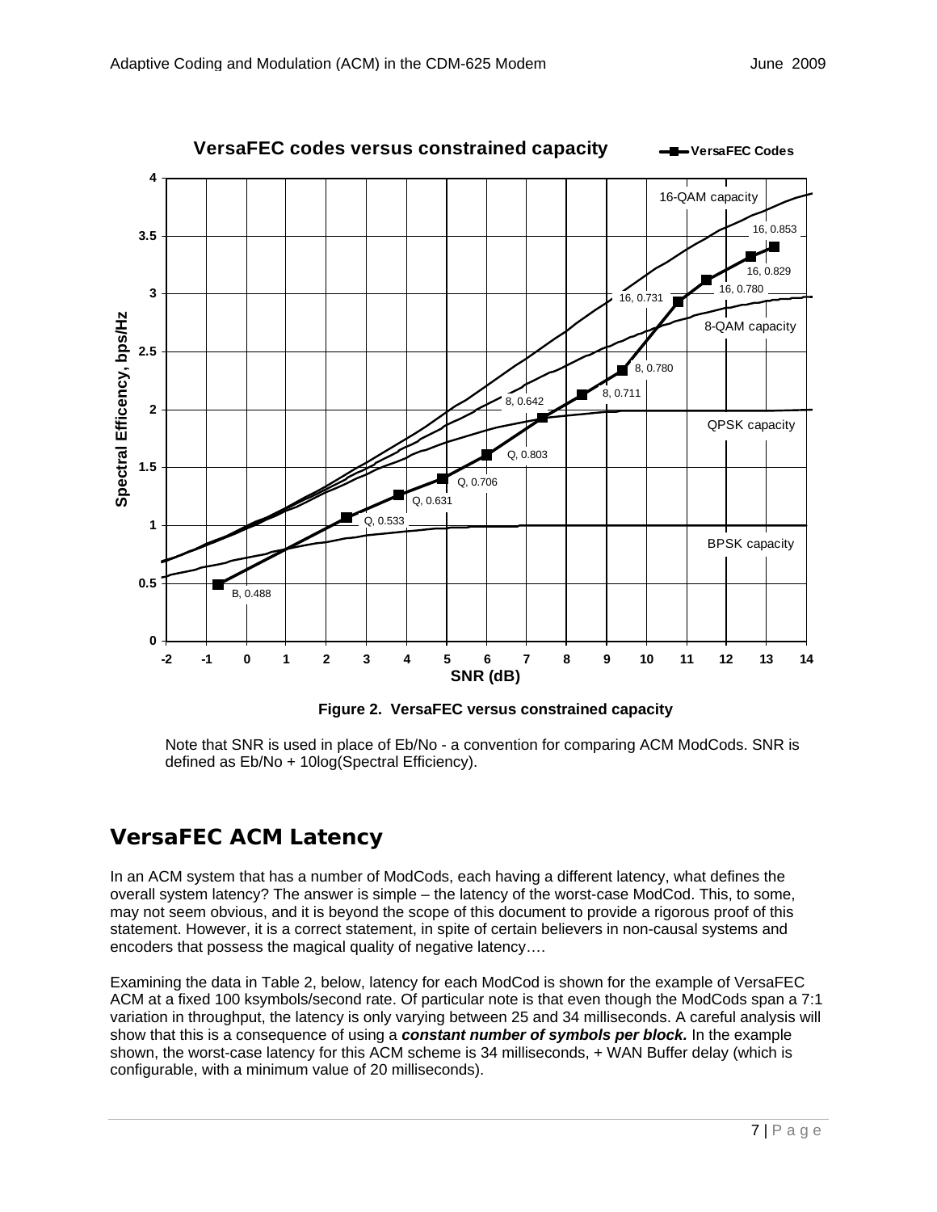Figure 2. VersaFEC versus constrained capacity

Note that SNR is used in place of Eb/No - a convention for comparing ACM ModCods. SNR is defined as Eb/No + 10log(Spectral Efficiency).

## VersaFEC ACM Latency

In an ACM system that has a number of ModCods, each having a different latency, what defines the overall system latency? The answer is simple – the latency of the worst-case ModCod. This, to some, may not seem obvious, and it is beyond the scope of this document to provide a rigorous proof of this statement. However, it is a correct statement, in spite of certain believers in non-causal systems and encoders that possess the magical quality of negative latency….

Examining the data in Table 2, below, latency for each ModCod is shown for the example of VersaFEC ACM at a fixed 100 ksymbols/second rate. Of particular note is that even though the ModCods span a 7:1 variation in throughput, the latency is only varying between 25 and 34 milliseconds. A careful analysis will show that this is a consequence of using a ***constant number of symbols per block.*** In the example shown, the worst-case latency for this ACM scheme is 34 milliseconds, + WAN Buffer delay (which is configurable, with a minimum value of 20 milliseconds).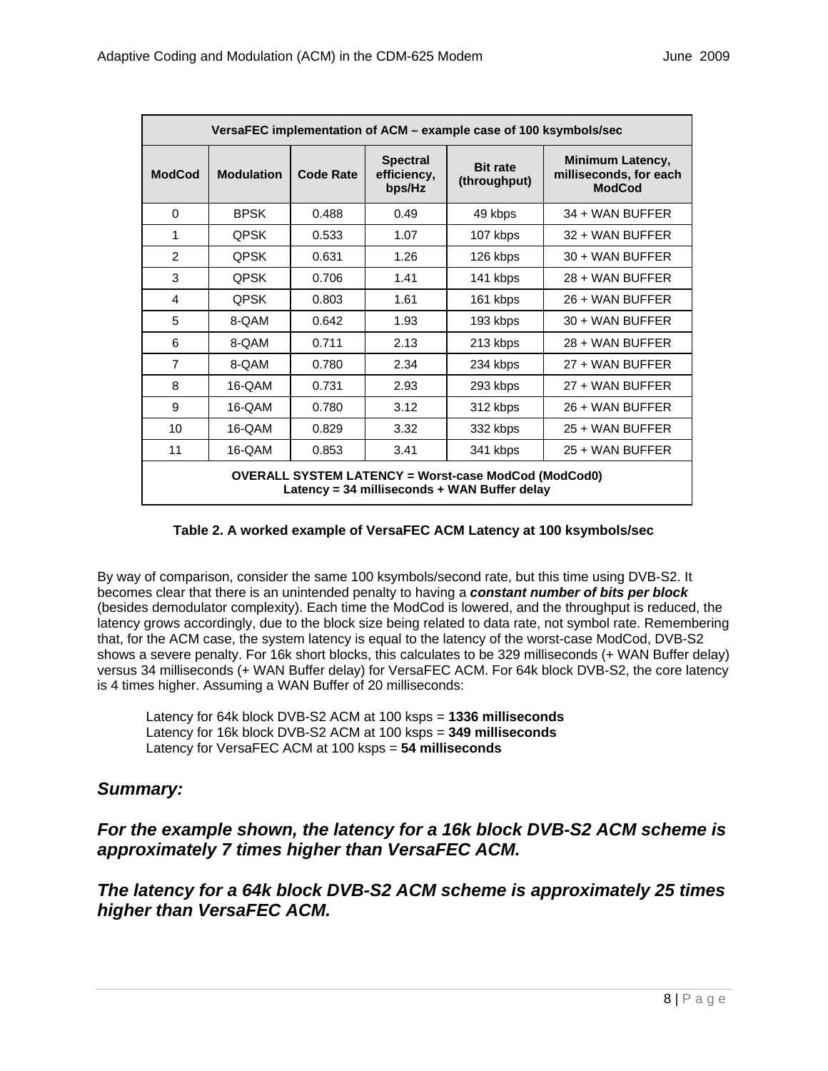| VersaFEC implementation of ACM – example case of 100 ksymbols/sec | | | | | |
|---|---|---|---|---|---|
| **ModCod** | **Modulation** | **Code Rate** | **Spectral efficiency, bps/Hz** | **Bit rate (throughput)** | **Minimum Latency, milliseconds, for each ModCod** |
| 0 | BPSK | 0.488 | 0.49 | 49 kbps | 34 + WAN BUFFER |
| 1 | QPSK | 0.533 | 1.07 | 107 kbps | 32 + WAN BUFFER |
| 2 | QPSK | 0.631 | 1.26 | 126 kbps | 30 + WAN BUFFER |
| 3 | QPSK | 0.706 | 1.41 | 141 kbps | 28 + WAN BUFFER |
| 4 | QPSK | 0.803 | 1.61 | 161 kbps | 26 + WAN BUFFER |
| 5 | 8-QAM | 0.642 | 1.93 | 193 kbps | 30 + WAN BUFFER |
| 6 | 8-QAM | 0.711 | 2.13 | 213 kbps | 28 + WAN BUFFER |
| 7 | 8-QAM | 0.780 | 2.34 | 234 kbps | 27 + WAN BUFFER |
| 8 | 16-QAM | 0.731 | 2.93 | 293 kbps | 27 + WAN BUFFER |
| 9 | 16-QAM | 0.780 | 3.12 | 312 kbps | 26 + WAN BUFFER |
| 10 | 16-QAM | 0.829 | 3.32 | 332 kbps | 25 + WAN BUFFER |
| 11 | 16-QAM | 0.853 | 3.41 | 341 kbps | 25 + WAN BUFFER |
| **OVERALL SYSTEM LATENCY = Worst-case ModCod (ModCod0) Latency = 34 milliseconds + WAN Buffer delay** | | | | | |

**Table 2. A worked example of VersaFEC ACM Latency at 100 ksymbols/sec**

By way of comparison, consider the same 100 ksymbols/second rate, but this time using DVB-S2. It becomes clear that there is an unintended penalty to having a ***constant number of bits per block*** (besides demodulator complexity). Each time the ModCod is lowered, and the throughput is reduced, the latency grows accordingly, due to the block size being related to data rate, not symbol rate. Remembering that, for the ACM case, the system latency is equal to the latency of the worst-case ModCod, DVB-S2 shows a severe penalty. For 16k short blocks, this calculates to be 329 milliseconds (+ WAN Buffer delay) versus 34 milliseconds (+ WAN Buffer delay) for VersaFEC ACM. For 64k block DVB-S2, the core latency is 4 times higher. Assuming a WAN Buffer of 20 milliseconds:

Latency for 64k block DVB-S2 ACM at 100 ksps = **1336 milliseconds**
Latency for 16k block DVB-S2 ACM at 100 ksps = **349 milliseconds**
Latency for VersaFEC ACM at 100 ksps = **54 milliseconds**

## *Summary:*

## *For the example shown, the latency for a 16k block DVB-S2 ACM scheme is approximately 7 times higher than VersaFEC ACM.*

## *The latency for a 64k block DVB-S2 ACM scheme is approximately 25 times higher than VersaFEC ACM.*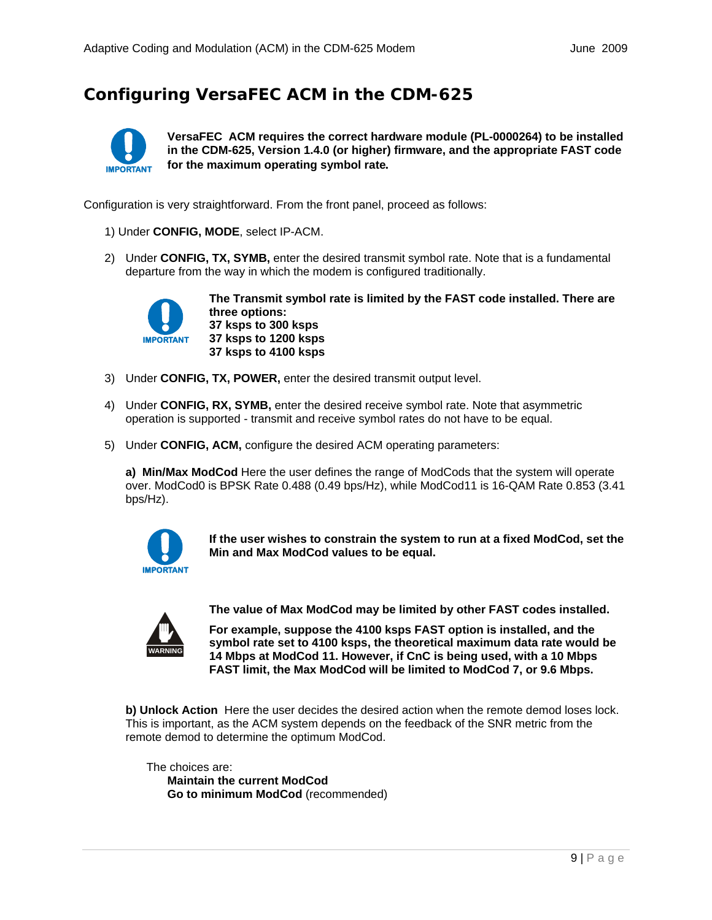## Configuring VersaFEC ACM in the CDM-625

IMPORTANT

**VersaFEC ACM requires the correct hardware module (PL-0000264) to be installed in the CDM-625, Version 1.4.0 (or higher) firmware, and the appropriate FAST code for the maximum operating symbol rate.**

Configuration is very straightforward. From the front panel, proceed as follows:

1) Under **CONFIG, MODE**, select IP-ACM.

2) Under **CONFIG, TX, SYMB,** enter the desired transmit symbol rate. Note that is a fundamental departure from the way in which the modem is configured traditionally.

   IMPORTANT

   **The Transmit symbol rate is limited by the FAST code installed. There are three options:**
   **37 ksps to 300 ksps**
   **37 ksps to 1200 ksps**
   **37 ksps to 4100 ksps**

3) Under **CONFIG, TX, POWER,** enter the desired transmit output level.

4) Under **CONFIG, RX, SYMB,** enter the desired receive symbol rate. Note that asymmetric operation is supported - transmit and receive symbol rates do not have to be equal.

5) Under **CONFIG, ACM,** configure the desired ACM operating parameters:

   **a) Min/Max ModCod** Here the user defines the range of ModCods that the system will operate over. ModCod0 is BPSK Rate 0.488 (0.49 bps/Hz), while ModCod11 is 16-QAM Rate 0.853 (3.41 bps/Hz).

   IMPORTANT

   **If the user wishes to constrain the system to run at a fixed ModCod, set the Min and Max ModCod values to be equal.**

   WARNING

   **The value of Max ModCod may be limited by other FAST codes installed.**

   **For example, suppose the 4100 ksps FAST option is installed, and the symbol rate set to 4100 ksps, the theoretical maximum data rate would be 14 Mbps at ModCod 11. However, if CnC is being used, with a 10 Mbps FAST limit, the Max ModCod will be limited to ModCod 7, or 9.6 Mbps.**

   **b) Unlock Action** Here the user decides the desired action when the remote demod loses lock. This is important, as the ACM system depends on the feedback of the SNR metric from the remote demod to determine the optimum ModCod.

   The choices are:
   - **Maintain the current ModCod**
   - **Go to minimum ModCod** (recommended)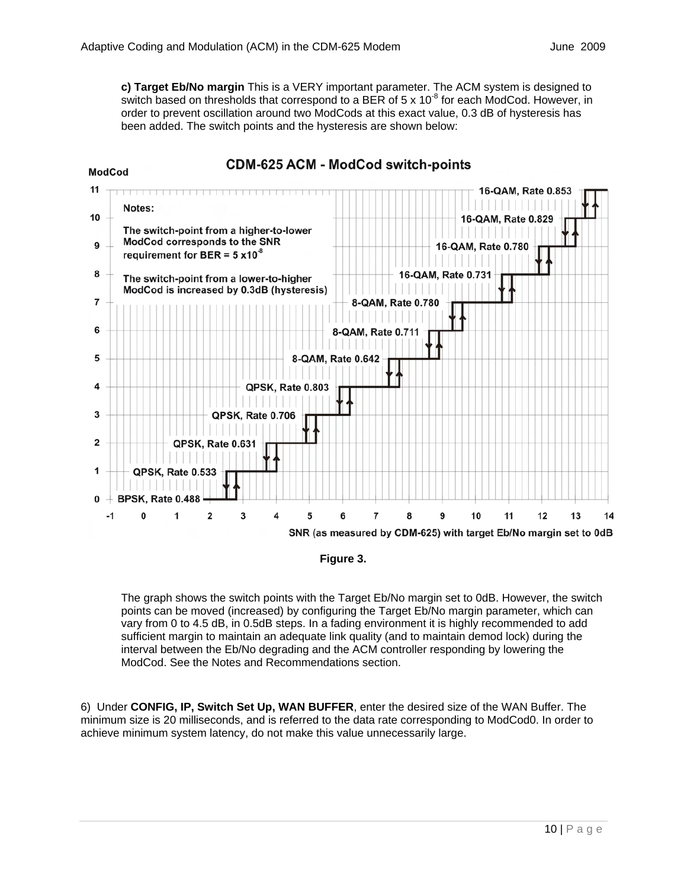**c) Target Eb/No margin** This is a VERY important parameter. The ACM system is designed to switch based on thresholds that correspond to a BER of $5 \times 10^{-8}$ for each ModCod. However, in order to prevent oscillation around two ModCods at this exact value, 0.3 dB of hysteresis has been added. The switch points and the hysteresis are shown below:

Figure 3.

The graph shows the switch points with the Target Eb/No margin set to 0dB. However, the switch points can be moved (increased) by configuring the Target Eb/No margin parameter, which can vary from 0 to 4.5 dB, in 0.5dB steps. In a fading environment it is highly recommended to add sufficient margin to maintain an adequate link quality (and to maintain demod lock) during the interval between the Eb/No degrading and the ACM controller responding by lowering the ModCod. See the Notes and Recommendations section.

6) Under **CONFIG, IP, Switch Set Up, WAN BUFFER**, enter the desired size of the WAN Buffer. The minimum size is 20 milliseconds, and is referred to the data rate corresponding to ModCod0. In order to achieve minimum system latency, do not make this value unnecessarily large.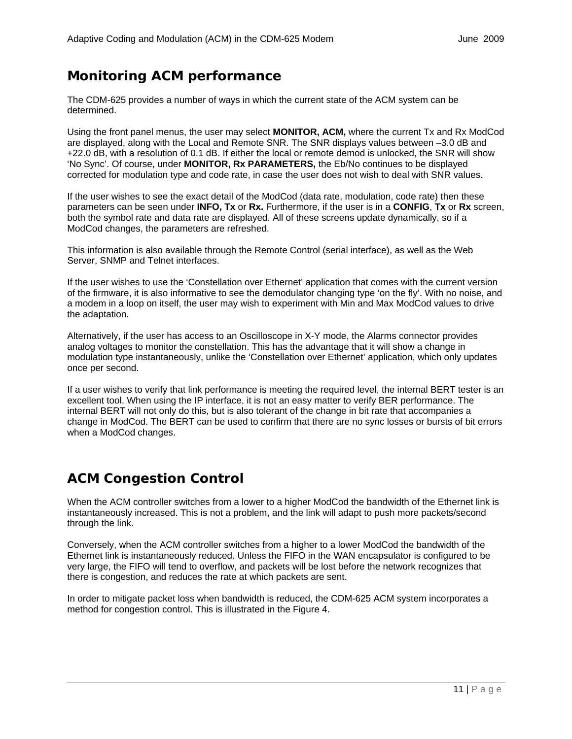## Monitoring ACM performance

The CDM-625 provides a number of ways in which the current state of the ACM system can be determined.

Using the front panel menus, the user may select **MONITOR, ACM,** where the current Tx and Rx ModCod are displayed, along with the Local and Remote SNR. The SNR displays values between –3.0 dB and +22.0 dB, with a resolution of 0.1 dB. If either the local or remote demod is unlocked, the SNR will show 'No Sync'. Of course, under **MONITOR, Rx PARAMETERS,** the Eb/No continues to be displayed corrected for modulation type and code rate, in case the user does not wish to deal with SNR values.

If the user wishes to see the exact detail of the ModCod (data rate, modulation, code rate) then these parameters can be seen under **INFO, Tx** or **Rx.** Furthermore, if the user is in a **CONFIG**, **Tx** or **Rx** screen, both the symbol rate and data rate are displayed. All of these screens update dynamically, so if a ModCod changes, the parameters are refreshed.

This information is also available through the Remote Control (serial interface), as well as the Web Server, SNMP and Telnet interfaces.

If the user wishes to use the 'Constellation over Ethernet' application that comes with the current version of the firmware, it is also informative to see the demodulator changing type 'on the fly'. With no noise, and a modem in a loop on itself, the user may wish to experiment with Min and Max ModCod values to drive the adaptation.

Alternatively, if the user has access to an Oscilloscope in X-Y mode, the Alarms connector provides analog voltages to monitor the constellation. This has the advantage that it will show a change in modulation type instantaneously, unlike the 'Constellation over Ethernet' application, which only updates once per second.

If a user wishes to verify that link performance is meeting the required level, the internal BERT tester is an excellent tool. When using the IP interface, it is not an easy matter to verify BER performance. The internal BERT will not only do this, but is also tolerant of the change in bit rate that accompanies a change in ModCod. The BERT can be used to confirm that there are no sync losses or bursts of bit errors when a ModCod changes.

## ACM Congestion Control

When the ACM controller switches from a lower to a higher ModCod the bandwidth of the Ethernet link is instantaneously increased. This is not a problem, and the link will adapt to push more packets/second through the link.

Conversely, when the ACM controller switches from a higher to a lower ModCod the bandwidth of the Ethernet link is instantaneously reduced. Unless the FIFO in the WAN encapsulator is configured to be very large, the FIFO will tend to overflow, and packets will be lost before the network recognizes that there is congestion, and reduces the rate at which packets are sent.

In order to mitigate packet loss when bandwidth is reduced, the CDM-625 ACM system incorporates a method for congestion control. This is illustrated in the Figure 4.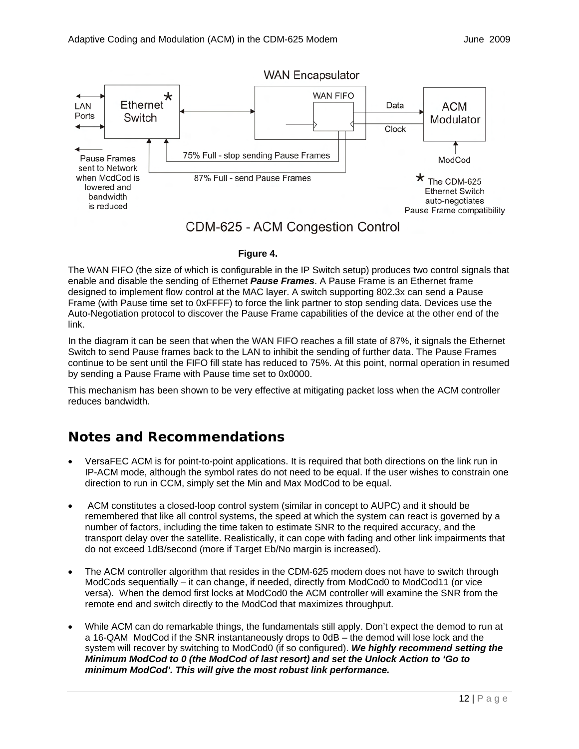WAN Encapsulator

| | | | |
|---|---|---|---|
| LAN Ports | Ethernet Switch * | WAN FIFO | ACM Modulator |

75% Full - stop sending Pause Frames

87% Full - send Pause Frames

Pause Frames sent to Network when ModCod is lowered and bandwidth is reduced

Data

Clock

ModCod

* The CDM-625 Ethernet Switch auto-negotiates Pause Frame compatibility

CDM-625 - ACM Congestion Control

**Figure 4.**

The WAN FIFO (the size of which is configurable in the IP Switch setup) produces two control signals that enable and disable the sending of Ethernet ***Pause Frames***. A Pause Frame is an Ethernet frame designed to implement flow control at the MAC layer. A switch supporting 802.3x can send a Pause Frame (with Pause time set to 0xFFFF) to force the link partner to stop sending data. Devices use the Auto-Negotiation protocol to discover the Pause Frame capabilities of the device at the other end of the link.

In the diagram it can be seen that when the WAN FIFO reaches a fill state of 87%, it signals the Ethernet Switch to send Pause frames back to the LAN to inhibit the sending of further data. The Pause Frames continue to be sent until the FIFO fill state has reduced to 75%. At this point, normal operation in resumed by sending a Pause Frame with Pause time set to 0x0000.

This mechanism has been shown to be very effective at mitigating packet loss when the ACM controller reduces bandwidth.

## Notes and Recommendations

- VersaFEC ACM is for point-to-point applications. It is required that both directions on the link run in IP-ACM mode, although the symbol rates do not need to be equal. If the user wishes to constrain one direction to run in CCM, simply set the Min and Max ModCod to be equal.

- ACM constitutes a closed-loop control system (similar in concept to AUPC) and it should be remembered that like all control systems, the speed at which the system can react is governed by a number of factors, including the time taken to estimate SNR to the required accuracy, and the transport delay over the satellite. Realistically, it can cope with fading and other link impairments that do not exceed 1dB/second (more if Target Eb/No margin is increased).

- The ACM controller algorithm that resides in the CDM-625 modem does not have to switch through ModCods sequentially – it can change, if needed, directly from ModCod0 to ModCod11 (or vice versa). When the demod first locks at ModCod0 the ACM controller will examine the SNR from the remote end and switch directly to the ModCod that maximizes throughput.

- While ACM can do remarkable things, the fundamentals still apply. Don't expect the demod to run at a 16-QAM ModCod if the SNR instantaneously drops to 0dB – the demod will lose lock and the system will recover by switching to ModCod0 (if so configured). ***We highly recommend setting the Minimum ModCod to 0 (the ModCod of last resort) and set the Unlock Action to 'Go to minimum ModCod'. This will give the most robust link performance.***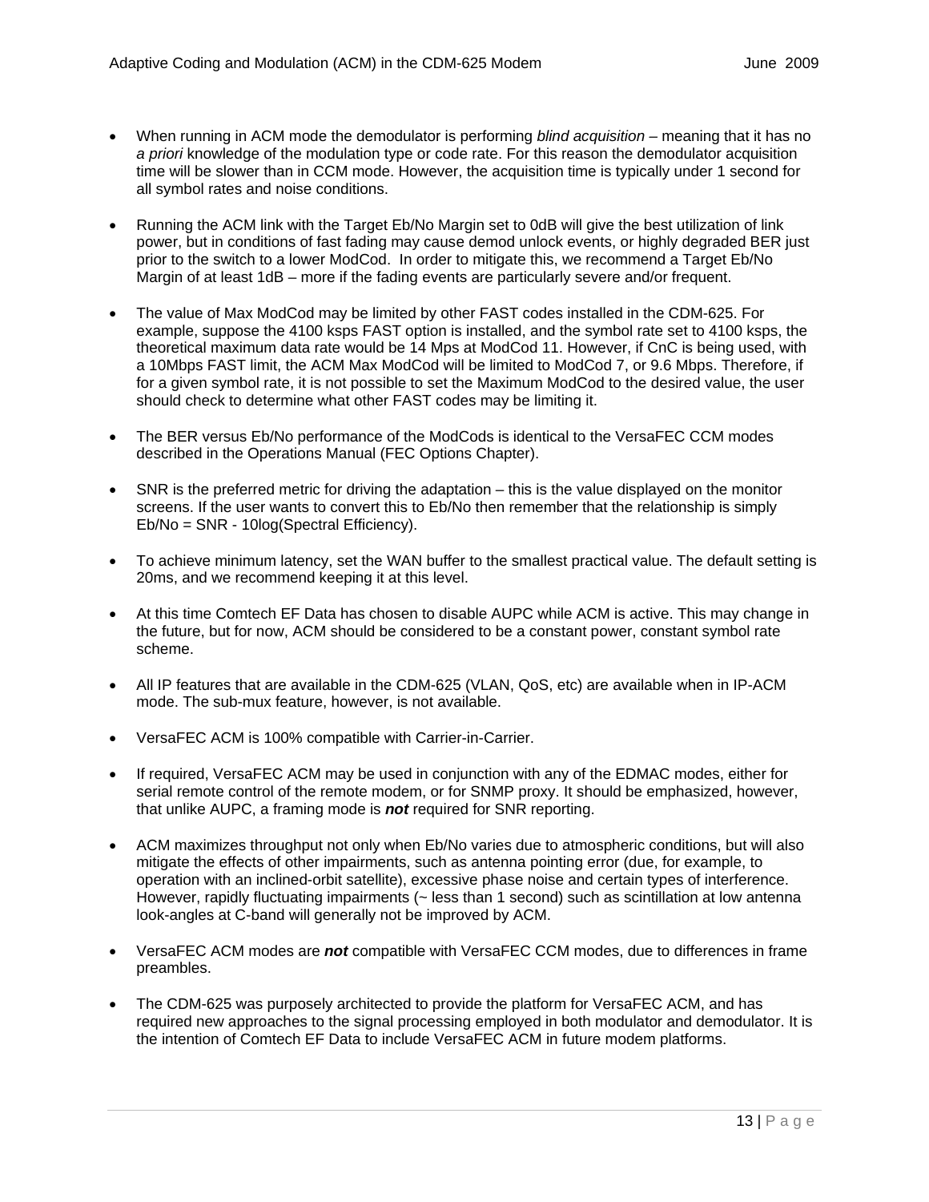- When running in ACM mode the demodulator is performing *blind acquisition* – meaning that it has no *a priori* knowledge of the modulation type or code rate. For this reason the demodulator acquisition time will be slower than in CCM mode. However, the acquisition time is typically under 1 second for all symbol rates and noise conditions.

- Running the ACM link with the Target Eb/No Margin set to 0dB will give the best utilization of link power, but in conditions of fast fading may cause demod unlock events, or highly degraded BER just prior to the switch to a lower ModCod. In order to mitigate this, we recommend a Target Eb/No Margin of at least 1dB – more if the fading events are particularly severe and/or frequent.

- The value of Max ModCod may be limited by other FAST codes installed in the CDM-625. For example, suppose the 4100 ksps FAST option is installed, and the symbol rate set to 4100 ksps, the theoretical maximum data rate would be 14 Mps at ModCod 11. However, if CnC is being used, with a 10Mbps FAST limit, the ACM Max ModCod will be limited to ModCod 7, or 9.6 Mbps. Therefore, if for a given symbol rate, it is not possible to set the Maximum ModCod to the desired value, the user should check to determine what other FAST codes may be limiting it.

- The BER versus Eb/No performance of the ModCods is identical to the VersaFEC CCM modes described in the Operations Manual (FEC Options Chapter).

- SNR is the preferred metric for driving the adaptation – this is the value displayed on the monitor screens. If the user wants to convert this to Eb/No then remember that the relationship is simply Eb/No = SNR - 10log(Spectral Efficiency).

- To achieve minimum latency, set the WAN buffer to the smallest practical value. The default setting is 20ms, and we recommend keeping it at this level.

- At this time Comtech EF Data has chosen to disable AUPC while ACM is active. This may change in the future, but for now, ACM should be considered to be a constant power, constant symbol rate scheme.

- All IP features that are available in the CDM-625 (VLAN, QoS, etc) are available when in IP-ACM mode. The sub-mux feature, however, is not available.

- VersaFEC ACM is 100% compatible with Carrier-in-Carrier.

- If required, VersaFEC ACM may be used in conjunction with any of the EDMAC modes, either for serial remote control of the remote modem, or for SNMP proxy. It should be emphasized, however, that unlike AUPC, a framing mode is ***not*** required for SNR reporting.

- ACM maximizes throughput not only when Eb/No varies due to atmospheric conditions, but will also mitigate the effects of other impairments, such as antenna pointing error (due, for example, to operation with an inclined-orbit satellite), excessive phase noise and certain types of interference. However, rapidly fluctuating impairments (~ less than 1 second) such as scintillation at low antenna look-angles at C-band will generally not be improved by ACM.

- VersaFEC ACM modes are ***not*** compatible with VersaFEC CCM modes, due to differences in frame preambles.

- The CDM-625 was purposely architected to provide the platform for VersaFEC ACM, and has required new approaches to the signal processing employed in both modulator and demodulator. It is the intention of Comtech EF Data to include VersaFEC ACM in future modem platforms.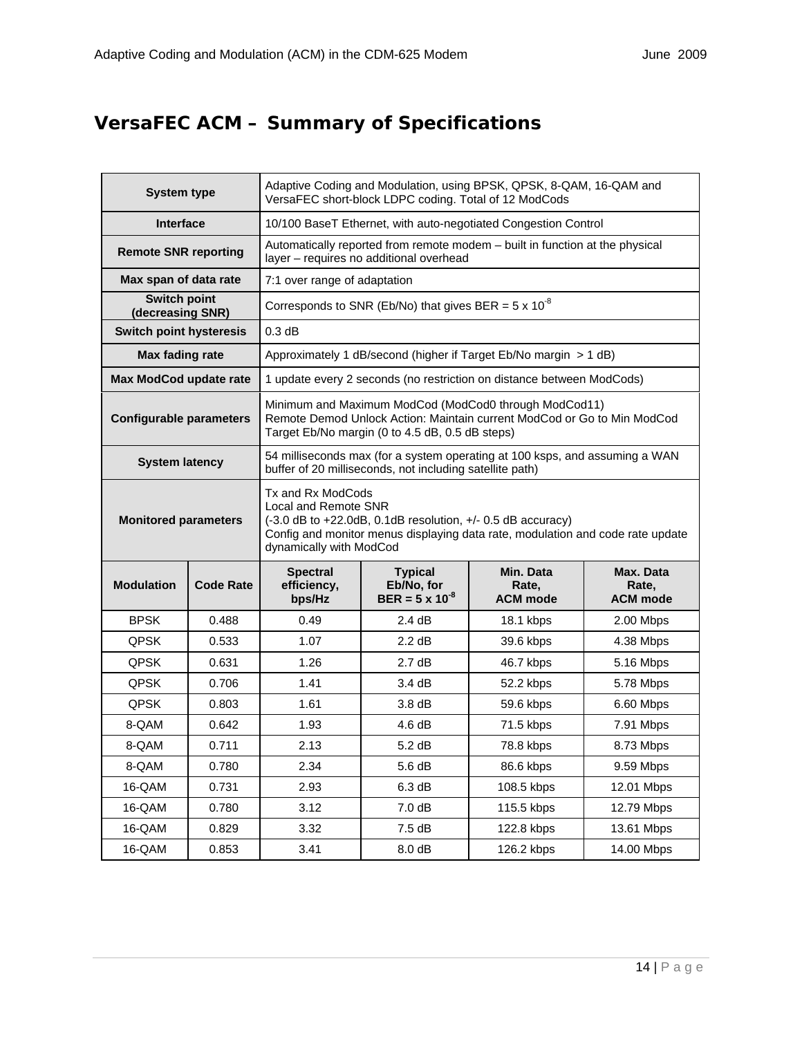## VersaFEC ACM – Summary of Specifications

| | | | | | |
|---|---|---|---|---|---|
| **System type** | | Adaptive Coding and Modulation, using BPSK, QPSK, 8-QAM, 16-QAM and VersaFEC short-block LDPC coding. Total of 12 ModCods | | | |
| **Interface** | | 10/100 BaseT Ethernet, with auto-negotiated Congestion Control | | | |
| **Remote SNR reporting** | | Automatically reported from remote modem – built in function at the physical layer – requires no additional overhead | | | |
| **Max span of data rate** | | 7:1 over range of adaptation | | | |
| **Switch point (decreasing SNR)** | | Corresponds to SNR (Eb/No) that gives BER = $5 \times 10^{-8}$ | | | |
| **Switch point hysteresis** | | 0.3 dB | | | |
| **Max fading rate** | | Approximately 1 dB/second (higher if Target Eb/No margin > 1 dB) | | | |
| **Max ModCod update rate** | | 1 update every 2 seconds (no restriction on distance between ModCods) | | | |
| **Configurable parameters** | | Minimum and Maximum ModCod (ModCod0 through ModCod11)<br>Remote Demod Unlock Action: Maintain current ModCod or Go to Min ModCod<br>Target Eb/No margin (0 to 4.5 dB, 0.5 dB steps) | | | |
| **System latency** | | 54 milliseconds max (for a system operating at 100 ksps, and assuming a WAN buffer of 20 milliseconds, not including satellite path) | | | |
| **Monitored parameters** | | Tx and Rx ModCods<br>Local and Remote SNR<br>(-3.0 dB to +22.0dB, 0.1dB resolution, +/- 0.5 dB accuracy)<br>Config and monitor menus displaying data rate, modulation and code rate update dynamically with ModCod | | | |
| **Modulation** | **Code Rate** | **Spectral efficiency, bps/Hz** | **Typical Eb/No, for BER = $5 \times 10^{-8}$** | **Min. Data Rate, ACM mode** | **Max. Data Rate, ACM mode** |
| BPSK | 0.488 | 0.49 | 2.4 dB | 18.1 kbps | 2.00 Mbps |
| QPSK | 0.533 | 1.07 | 2.2 dB | 39.6 kbps | 4.38 Mbps |
| QPSK | 0.631 | 1.26 | 2.7 dB | 46.7 kbps | 5.16 Mbps |
| QPSK | 0.706 | 1.41 | 3.4 dB | 52.2 kbps | 5.78 Mbps |
| QPSK | 0.803 | 1.61 | 3.8 dB | 59.6 kbps | 6.60 Mbps |
| 8-QAM | 0.642 | 1.93 | 4.6 dB | 71.5 kbps | 7.91 Mbps |
| 8-QAM | 0.711 | 2.13 | 5.2 dB | 78.8 kbps | 8.73 Mbps |
| 8-QAM | 0.780 | 2.34 | 5.6 dB | 86.6 kbps | 9.59 Mbps |
| 16-QAM | 0.731 | 2.93 | 6.3 dB | 108.5 kbps | 12.01 Mbps |
| 16-QAM | 0.780 | 3.12 | 7.0 dB | 115.5 kbps | 12.79 Mbps |
| 16-QAM | 0.829 | 3.32 | 7.5 dB | 122.8 kbps | 13.61 Mbps |
| 16-QAM | 0.853 | 3.41 | 8.0 dB | 126.2 kbps | 14.00 Mbps |